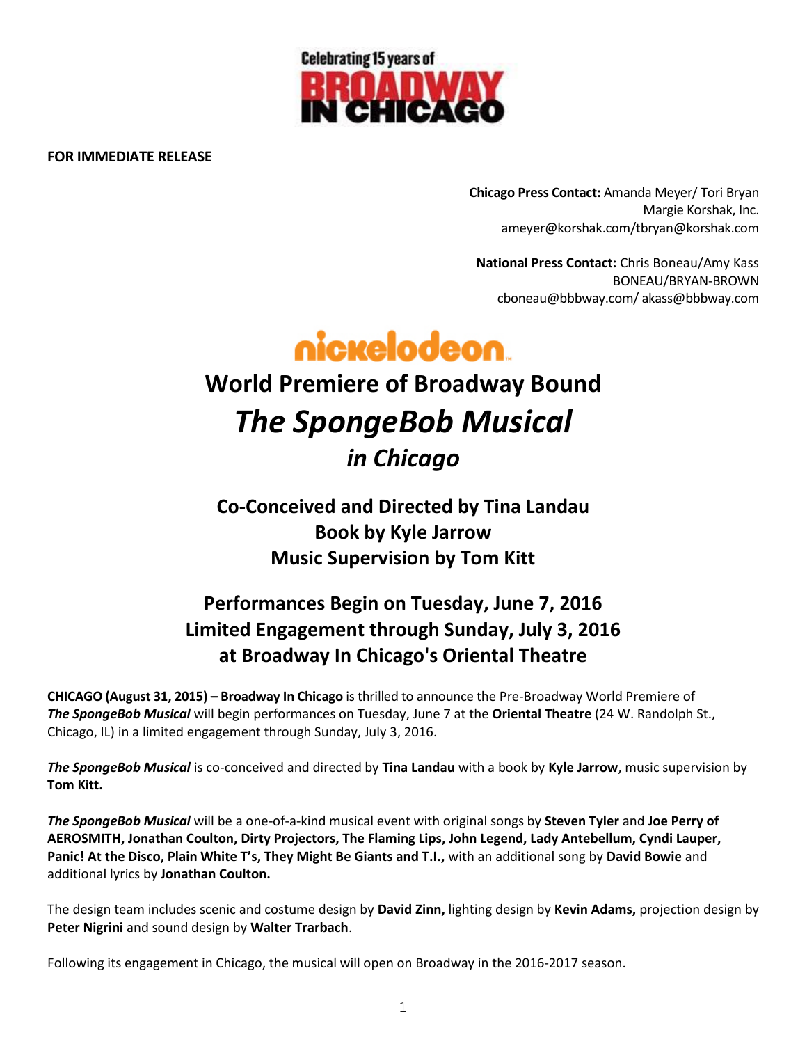Celebrating 15 years of BROADWAY IN CHICAGO

**FOR IMMEDIATE RELEASE**

**Chicago Press Contact:** Amanda Meyer/ Tori Bryan
Margie Korshak, Inc.
ameyer@korshak.com/tbryan@korshak.com

**National Press Contact:** Chris Boneau/Amy Kass
BONEAU/BRYAN-BROWN
cboneau@bbbway.com/ akass@bbbway.com

nickelodeon

# World Premiere of Broadway Bound

# *The SpongeBob Musical*

## *in Chicago*

### Co-Conceived and Directed by Tina Landau
### Book by Kyle Jarrow
### Music Supervision by Tom Kitt

### Performances Begin on Tuesday, June 7, 2016
### Limited Engagement through Sunday, July 3, 2016
### at Broadway In Chicago's Oriental Theatre

**CHICAGO (August 31, 2015) – Broadway In Chicago** is thrilled to announce the Pre-Broadway World Premiere of ***The SpongeBob Musical*** will begin performances on Tuesday, June 7 at the **Oriental Theatre** (24 W. Randolph St., Chicago, IL) in a limited engagement through Sunday, July 3, 2016.

***The SpongeBob Musical*** is co-conceived and directed by **Tina Landau** with a book by **Kyle Jarrow**, music supervision by **Tom Kitt.**

***The SpongeBob Musical*** will be a one-of-a-kind musical event with original songs by **Steven Tyler** and **Joe Perry of AEROSMITH, Jonathan Coulton, Dirty Projectors, The Flaming Lips, John Legend, Lady Antebellum, Cyndi Lauper, Panic! At the Disco, Plain White T's, They Might Be Giants and T.I.,** with an additional song by **David Bowie** and additional lyrics by **Jonathan Coulton.**

The design team includes scenic and costume design by **David Zinn,** lighting design by **Kevin Adams,** projection design by **Peter Nigrini** and sound design by **Walter Trarbach**.

Following its engagement in Chicago, the musical will open on Broadway in the 2016-2017 season.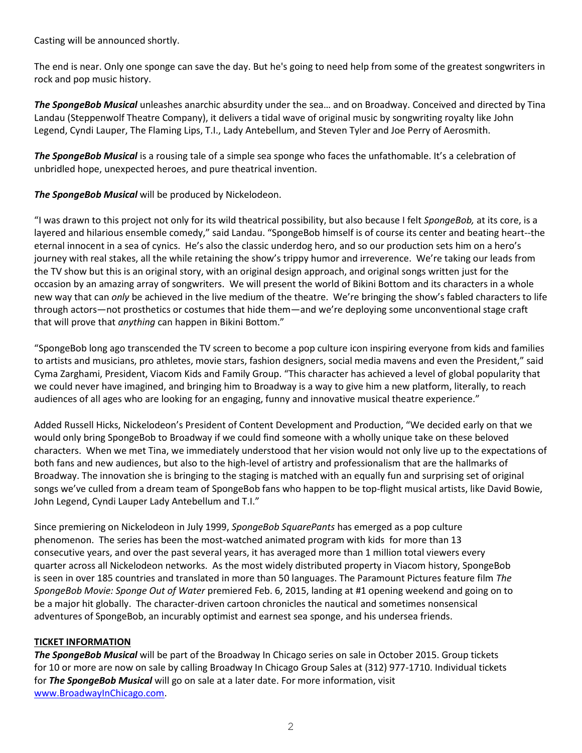Casting will be announced shortly.

The end is near. Only one sponge can save the day. But he's going to need help from some of the greatest songwriters in rock and pop music history.

***The SpongeBob Musical*** unleashes anarchic absurdity under the sea… and on Broadway. Conceived and directed by Tina Landau (Steppenwolf Theatre Company), it delivers a tidal wave of original music by songwriting royalty like John Legend, Cyndi Lauper, The Flaming Lips, T.I., Lady Antebellum, and Steven Tyler and Joe Perry of Aerosmith.

***The SpongeBob Musical*** is a rousing tale of a simple sea sponge who faces the unfathomable. It's a celebration of unbridled hope, unexpected heroes, and pure theatrical invention.

***The SpongeBob Musical*** will be produced by Nickelodeon.

"I was drawn to this project not only for its wild theatrical possibility, but also because I felt *SpongeBob,* at its core, is a layered and hilarious ensemble comedy," said Landau. "SpongeBob himself is of course its center and beating heart--the eternal innocent in a sea of cynics. He's also the classic underdog hero, and so our production sets him on a hero's journey with real stakes, all the while retaining the show's trippy humor and irreverence. We're taking our leads from the TV show but this is an original story, with an original design approach, and original songs written just for the occasion by an amazing array of songwriters. We will present the world of Bikini Bottom and its characters in a whole new way that can *only* be achieved in the live medium of the theatre. We're bringing the show's fabled characters to life through actors—not prosthetics or costumes that hide them—and we're deploying some unconventional stage craft that will prove that *anything* can happen in Bikini Bottom."

"SpongeBob long ago transcended the TV screen to become a pop culture icon inspiring everyone from kids and families to artists and musicians, pro athletes, movie stars, fashion designers, social media mavens and even the President," said Cyma Zarghami, President, Viacom Kids and Family Group. "This character has achieved a level of global popularity that we could never have imagined, and bringing him to Broadway is a way to give him a new platform, literally, to reach audiences of all ages who are looking for an engaging, funny and innovative musical theatre experience."

Added Russell Hicks, Nickelodeon's President of Content Development and Production, "We decided early on that we would only bring SpongeBob to Broadway if we could find someone with a wholly unique take on these beloved characters. When we met Tina, we immediately understood that her vision would not only live up to the expectations of both fans and new audiences, but also to the high-level of artistry and professionalism that are the hallmarks of Broadway. The innovation she is bringing to the staging is matched with an equally fun and surprising set of original songs we've culled from a dream team of SpongeBob fans who happen to be top-flight musical artists, like David Bowie, John Legend, Cyndi Lauper Lady Antebellum and T.I."

Since premiering on Nickelodeon in July 1999, *SpongeBob SquarePants* has emerged as a pop culture phenomenon. The series has been the most-watched animated program with kids for more than 13 consecutive years, and over the past several years, it has averaged more than 1 million total viewers every quarter across all Nickelodeon networks. As the most widely distributed property in Viacom history, SpongeBob is seen in over 185 countries and translated in more than 50 languages. The Paramount Pictures feature film *The SpongeBob Movie: Sponge Out of Water* premiered Feb. 6, 2015, landing at #1 opening weekend and going on to be a major hit globally. The character-driven cartoon chronicles the nautical and sometimes nonsensical adventures of SpongeBob, an incurably optimist and earnest sea sponge, and his undersea friends.

**TICKET INFORMATION**

***The SpongeBob Musical*** will be part of the Broadway In Chicago series on sale in October 2015. Group tickets for 10 or more are now on sale by calling Broadway In Chicago Group Sales at (312) 977-1710. Individual tickets for ***The SpongeBob Musical*** will go on sale at a later date. For more information, visit [www.BroadwayInChicago.com](www.BroadwayInChicago.com).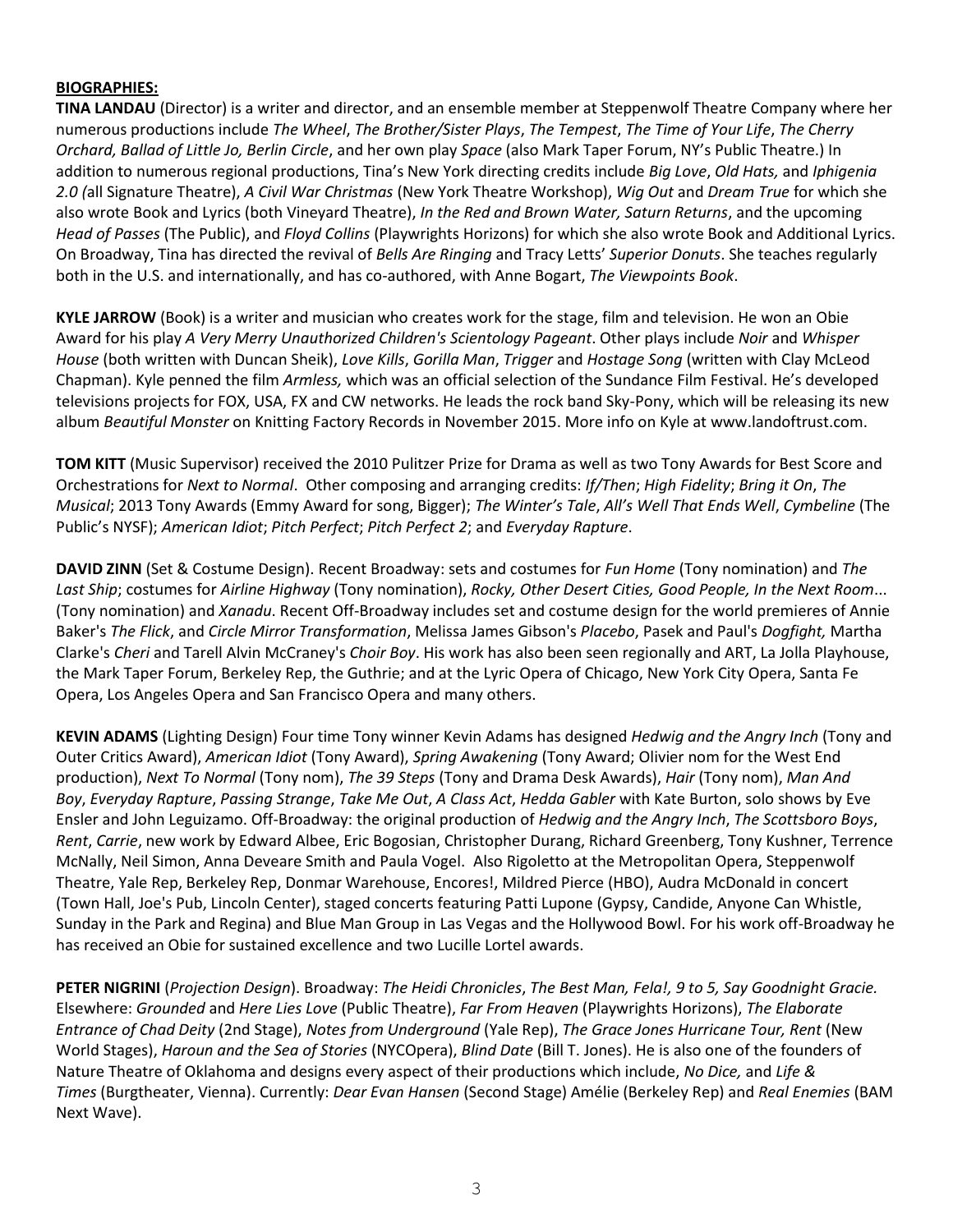**BIOGRAPHIES:**

**TINA LANDAU** (Director) is a writer and director, and an ensemble member at Steppenwolf Theatre Company where her numerous productions include *The Wheel*, *The Brother/Sister Plays*, *The Tempest*, *The Time of Your Life*, *The Cherry Orchard, Ballad of Little Jo, Berlin Circle*, and her own play *Space* (also Mark Taper Forum, NY's Public Theatre.) In addition to numerous regional productions, Tina's New York directing credits include *Big Love*, *Old Hats,* and *Iphigenia 2.0 (*all Signature Theatre), *A Civil War Christmas* (New York Theatre Workshop), *Wig Out* and *Dream True* for which she also wrote Book and Lyrics (both Vineyard Theatre), *In the Red and Brown Water, Saturn Returns*, and the upcoming *Head of Passes* (The Public), and *Floyd Collins* (Playwrights Horizons) for which she also wrote Book and Additional Lyrics. On Broadway, Tina has directed the revival of *Bells Are Ringing* and Tracy Letts' *Superior Donuts*. She teaches regularly both in the U.S. and internationally, and has co-authored, with Anne Bogart, *The Viewpoints Book*.

**KYLE JARROW** (Book) is a writer and musician who creates work for the stage, film and television. He won an Obie Award for his play *A Very Merry Unauthorized Children's Scientology Pageant*. Other plays include *Noir* and *Whisper House* (both written with Duncan Sheik), *Love Kills*, *Gorilla Man*, *Trigger* and *Hostage Song* (written with Clay McLeod Chapman). Kyle penned the film *Armless,* which was an official selection of the Sundance Film Festival. He's developed televisions projects for FOX, USA, FX and CW networks. He leads the rock band Sky-Pony, which will be releasing its new album *Beautiful Monster* on Knitting Factory Records in November 2015. More info on Kyle at www.landoftrust.com.

**TOM KITT** (Music Supervisor) received the 2010 Pulitzer Prize for Drama as well as two Tony Awards for Best Score and Orchestrations for *Next to Normal*. Other composing and arranging credits: *If/Then*; *High Fidelity*; *Bring it On*, *The Musical*; 2013 Tony Awards (Emmy Award for song, Bigger); *The Winter's Tale*, *All's Well That Ends Well*, *Cymbeline* (The Public's NYSF); *American Idiot*; *Pitch Perfect*; *Pitch Perfect 2*; and *Everyday Rapture*.

**DAVID ZINN** (Set & Costume Design). Recent Broadway: sets and costumes for *Fun Home* (Tony nomination) and *The Last Ship*; costumes for *Airline Highway* (Tony nomination), *Rocky, Other Desert Cities, Good People, In the Next Room*... (Tony nomination) and *Xanadu*. Recent Off-Broadway includes set and costume design for the world premieres of Annie Baker's *The Flick*, and *Circle Mirror Transformation*, Melissa James Gibson's *Placebo*, Pasek and Paul's *Dogfight,* Martha Clarke's *Cheri* and Tarell Alvin McCraney's *Choir Boy*. His work has also been seen regionally and ART, La Jolla Playhouse, the Mark Taper Forum, Berkeley Rep, the Guthrie; and at the Lyric Opera of Chicago, New York City Opera, Santa Fe Opera, Los Angeles Opera and San Francisco Opera and many others.

**KEVIN ADAMS** (Lighting Design) Four time Tony winner Kevin Adams has designed *Hedwig and the Angry Inch* (Tony and Outer Critics Award), *American Idiot* (Tony Award), *Spring Awakening* (Tony Award; Olivier nom for the West End production), *Next To Normal* (Tony nom), *The 39 Steps* (Tony and Drama Desk Awards), *Hair* (Tony nom), *Man And Boy*, *Everyday Rapture*, *Passing Strange*, *Take Me Out*, *A Class Act*, *Hedda Gabler* with Kate Burton, solo shows by Eve Ensler and John Leguizamo. Off-Broadway: the original production of *Hedwig and the Angry Inch*, *The Scottsboro Boys*, *Rent*, *Carrie*, new work by Edward Albee, Eric Bogosian, Christopher Durang, Richard Greenberg, Tony Kushner, Terrence McNally, Neil Simon, Anna Deveare Smith and Paula Vogel. Also Rigoletto at the Metropolitan Opera, Steppenwolf Theatre, Yale Rep, Berkeley Rep, Donmar Warehouse, Encores!, Mildred Pierce (HBO), Audra McDonald in concert (Town Hall, Joe's Pub, Lincoln Center), staged concerts featuring Patti Lupone (Gypsy, Candide, Anyone Can Whistle, Sunday in the Park and Regina) and Blue Man Group in Las Vegas and the Hollywood Bowl. For his work off-Broadway he has received an Obie for sustained excellence and two Lucille Lortel awards.

**PETER NIGRINI** (*Projection Design*). Broadway: *The Heidi Chronicles*, *The Best Man, Fela!, 9 to 5, Say Goodnight Gracie.* Elsewhere: *Grounded* and *Here Lies Love* (Public Theatre), *Far From Heaven* (Playwrights Horizons), *The Elaborate Entrance of Chad Deity* (2nd Stage), *Notes from Underground* (Yale Rep), *The Grace Jones Hurricane Tour, Rent* (New World Stages), *Haroun and the Sea of Stories* (NYCOpera), *Blind Date* (Bill T. Jones). He is also one of the founders of Nature Theatre of Oklahoma and designs every aspect of their productions which include, *No Dice,* and *Life & Times* (Burgtheater, Vienna). Currently: *Dear Evan Hansen* (Second Stage) Amélie (Berkeley Rep) and *Real Enemies* (BAM Next Wave).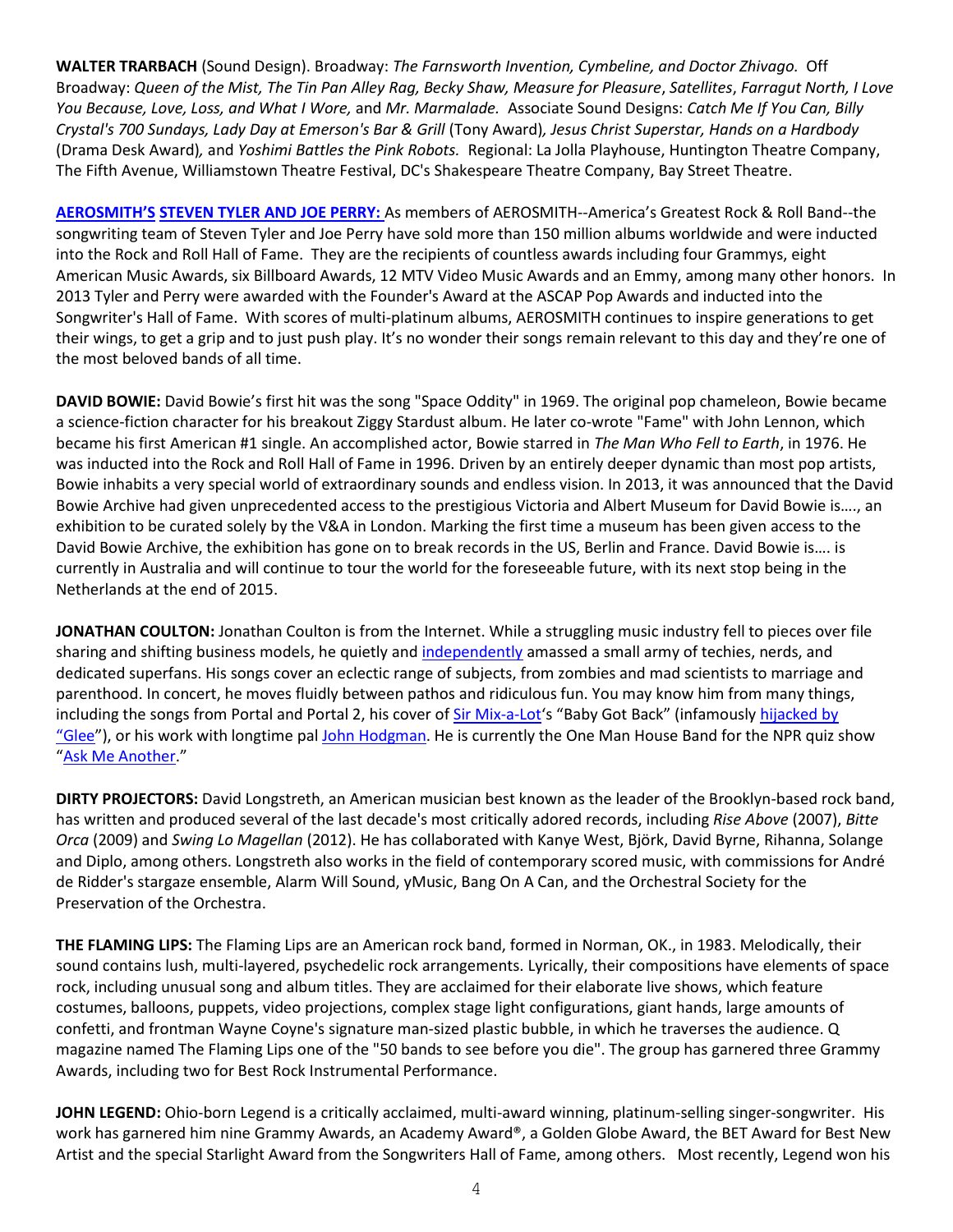**WALTER TRARBACH** (Sound Design). Broadway: *The Farnsworth Invention, Cymbeline, and Doctor Zhivago.* Off Broadway: *Queen of the Mist, The Tin Pan Alley Rag, Becky Shaw, Measure for Pleasure*, *Satellites*, *Farragut North, I Love You Because, Love, Loss, and What I Wore,* and *Mr. Marmalade.* Associate Sound Designs: *Catch Me If You Can, Billy Crystal's 700 Sundays, Lady Day at Emerson's Bar & Grill* (Tony Award)*, Jesus Christ Superstar, Hands on a Hardbody* (Drama Desk Award)*,* and *Yoshimi Battles the Pink Robots.* Regional: La Jolla Playhouse, Huntington Theatre Company, The Fifth Avenue, Williamstown Theatre Festival, DC's Shakespeare Theatre Company, Bay Street Theatre.

**AEROSMITH'S STEVEN TYLER AND JOE PERRY:** As members of AEROSMITH--America's Greatest Rock & Roll Band--the songwriting team of Steven Tyler and Joe Perry have sold more than 150 million albums worldwide and were inducted into the Rock and Roll Hall of Fame. They are the recipients of countless awards including four Grammys, eight American Music Awards, six Billboard Awards, 12 MTV Video Music Awards and an Emmy, among many other honors. In 2013 Tyler and Perry were awarded with the Founder's Award at the ASCAP Pop Awards and inducted into the Songwriter's Hall of Fame. With scores of multi-platinum albums, AEROSMITH continues to inspire generations to get their wings, to get a grip and to just push play. It's no wonder their songs remain relevant to this day and they're one of the most beloved bands of all time.

**DAVID BOWIE:** David Bowie's first hit was the song "Space Oddity" in 1969. The original pop chameleon, Bowie became a science-fiction character for his breakout Ziggy Stardust album. He later co-wrote "Fame" with John Lennon, which became his first American #1 single. An accomplished actor, Bowie starred in *The Man Who Fell to Earth*, in 1976. He was inducted into the Rock and Roll Hall of Fame in 1996. Driven by an entirely deeper dynamic than most pop artists, Bowie inhabits a very special world of extraordinary sounds and endless vision. In 2013, it was announced that the David Bowie Archive had given unprecedented access to the prestigious Victoria and Albert Museum for David Bowie is…., an exhibition to be curated solely by the V&A in London. Marking the first time a museum has been given access to the David Bowie Archive, the exhibition has gone on to break records in the US, Berlin and France. David Bowie is…. is currently in Australia and will continue to tour the world for the foreseeable future, with its next stop being in the Netherlands at the end of 2015.

**JONATHAN COULTON:** Jonathan Coulton is from the Internet. While a struggling music industry fell to pieces over file sharing and shifting business models, he quietly and independently amassed a small army of techies, nerds, and dedicated superfans. His songs cover an eclectic range of subjects, from zombies and mad scientists to marriage and parenthood. In concert, he moves fluidly between pathos and ridiculous fun. You may know him from many things, including the songs from Portal and Portal 2, his cover of Sir Mix-a-Lot's "Baby Got Back" (infamously hijacked by "Glee"), or his work with longtime pal John Hodgman. He is currently the One Man House Band for the NPR quiz show "Ask Me Another."

**DIRTY PROJECTORS:** David Longstreth, an American musician best known as the leader of the Brooklyn-based rock band, has written and produced several of the last decade's most critically adored records, including *Rise Above* (2007), *Bitte Orca* (2009) and *Swing Lo Magellan* (2012). He has collaborated with Kanye West, Björk, David Byrne, Rihanna, Solange and Diplo, among others. Longstreth also works in the field of contemporary scored music, with commissions for André de Ridder's stargaze ensemble, Alarm Will Sound, yMusic, Bang On A Can, and the Orchestral Society for the Preservation of the Orchestra.

**THE FLAMING LIPS:** The Flaming Lips are an American rock band, formed in Norman, OK., in 1983. Melodically, their sound contains lush, multi-layered, psychedelic rock arrangements. Lyrically, their compositions have elements of space rock, including unusual song and album titles. They are acclaimed for their elaborate live shows, which feature costumes, balloons, puppets, video projections, complex stage light configurations, giant hands, large amounts of confetti, and frontman Wayne Coyne's signature man-sized plastic bubble, in which he traverses the audience. Q magazine named The Flaming Lips one of the "50 bands to see before you die". The group has garnered three Grammy Awards, including two for Best Rock Instrumental Performance.

**JOHN LEGEND:** Ohio-born Legend is a critically acclaimed, multi-award winning, platinum-selling singer-songwriter. His work has garnered him nine Grammy Awards, an Academy Award®, a Golden Globe Award, the BET Award for Best New Artist and the special Starlight Award from the Songwriters Hall of Fame, among others. Most recently, Legend won his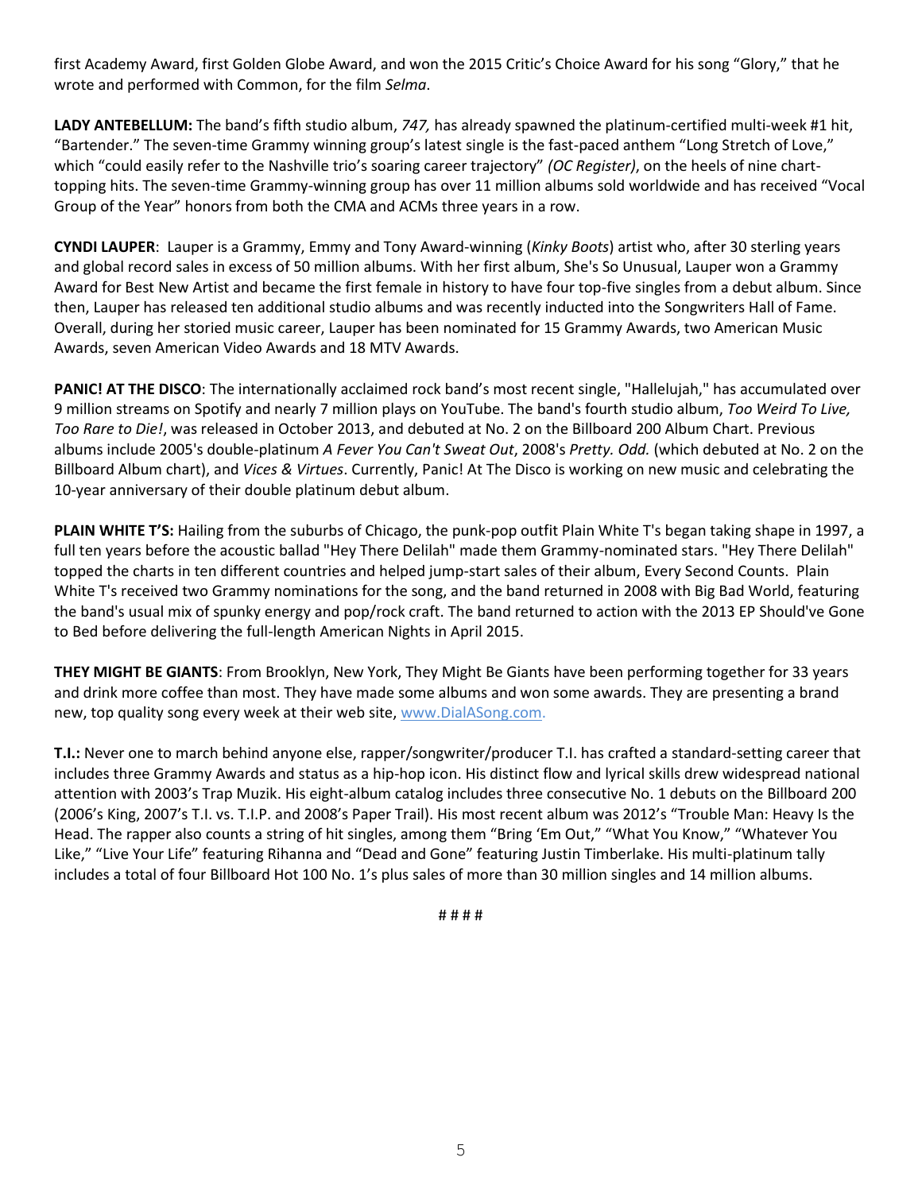first Academy Award, first Golden Globe Award, and won the 2015 Critic's Choice Award for his song "Glory," that he wrote and performed with Common, for the film *Selma*.

**LADY ANTEBELLUM:** The band's fifth studio album, *747,* has already spawned the platinum-certified multi-week #1 hit, "Bartender." The seven-time Grammy winning group's latest single is the fast-paced anthem "Long Stretch of Love," which "could easily refer to the Nashville trio's soaring career trajectory" *(OC Register)*, on the heels of nine chart-topping hits. The seven-time Grammy-winning group has over 11 million albums sold worldwide and has received "Vocal Group of the Year" honors from both the CMA and ACMs three years in a row.

**CYNDI LAUPER**: Lauper is a Grammy, Emmy and Tony Award-winning (*Kinky Boots*) artist who, after 30 sterling years and global record sales in excess of 50 million albums. With her first album, She's So Unusual, Lauper won a Grammy Award for Best New Artist and became the first female in history to have four top-five singles from a debut album. Since then, Lauper has released ten additional studio albums and was recently inducted into the Songwriters Hall of Fame. Overall, during her storied music career, Lauper has been nominated for 15 Grammy Awards, two American Music Awards, seven American Video Awards and 18 MTV Awards.

**PANIC! AT THE DISCO**: The internationally acclaimed rock band's most recent single, "Hallelujah," has accumulated over 9 million streams on Spotify and nearly 7 million plays on YouTube. The band's fourth studio album, *Too Weird To Live, Too Rare to Die!*, was released in October 2013, and debuted at No. 2 on the Billboard 200 Album Chart. Previous albums include 2005's double-platinum *A Fever You Can't Sweat Out*, 2008's *Pretty. Odd.* (which debuted at No. 2 on the Billboard Album chart), and *Vices & Virtues*. Currently, Panic! At The Disco is working on new music and celebrating the 10-year anniversary of their double platinum debut album.

**PLAIN WHITE T'S:** Hailing from the suburbs of Chicago, the punk-pop outfit Plain White T's began taking shape in 1997, a full ten years before the acoustic ballad "Hey There Delilah" made them Grammy-nominated stars. "Hey There Delilah" topped the charts in ten different countries and helped jump-start sales of their album, Every Second Counts. Plain White T's received two Grammy nominations for the song, and the band returned in 2008 with Big Bad World, featuring the band's usual mix of spunky energy and pop/rock craft. The band returned to action with the 2013 EP Should've Gone to Bed before delivering the full-length American Nights in April 2015.

**THEY MIGHT BE GIANTS**: From Brooklyn, New York, They Might Be Giants have been performing together for 33 years and drink more coffee than most. They have made some albums and won some awards. They are presenting a brand new, top quality song every week at their web site, www.DialASong.com.

**T.I.:** Never one to march behind anyone else, rapper/songwriter/producer T.I. has crafted a standard-setting career that includes three Grammy Awards and status as a hip-hop icon. His distinct flow and lyrical skills drew widespread national attention with 2003's Trap Muzik. His eight-album catalog includes three consecutive No. 1 debuts on the Billboard 200 (2006's King, 2007's T.I. vs. T.I.P. and 2008's Paper Trail). His most recent album was 2012's "Trouble Man: Heavy Is the Head. The rapper also counts a string of hit singles, among them "Bring 'Em Out," "What You Know," "Whatever You Like," "Live Your Life" featuring Rihanna and "Dead and Gone" featuring Justin Timberlake. His multi-platinum tally includes a total of four Billboard Hot 100 No. 1's plus sales of more than 30 million singles and 14 million albums.

# # # #